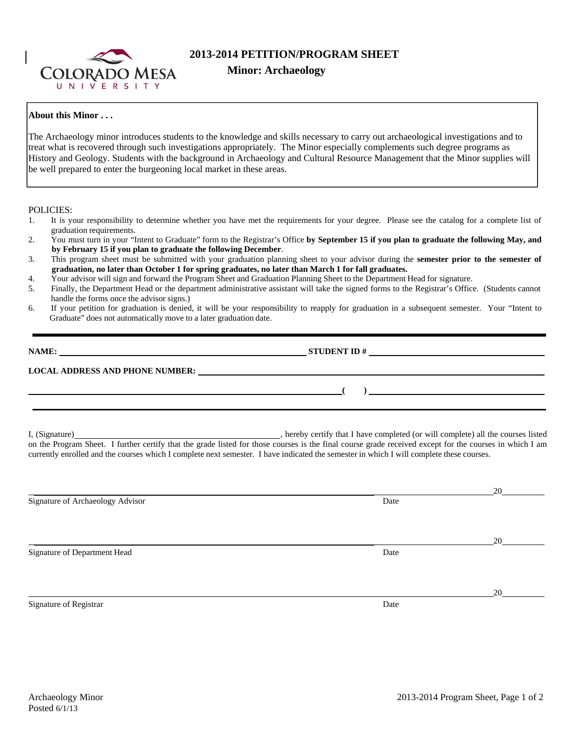# 2013-2014 PETITION/PROGRAM SHEET

## Minor: Archaeology

**About this Minor . . .**

The Archaeology minor introduces students to the knowledge and skills necessary to carry out archaeological investigations and to treat what is recovered through such investigations appropriately. The Minor especially complements such degree programs as History and Geology. Students with the background in Archaeology and Cultural Resource Management that the Minor supplies will be well prepared to enter the burgeoning local market in these areas.

POLICIES:

1. It is your responsibility to determine whether you have met the requirements for your degree. Please see the catalog for a complete list of graduation requirements.
2. You must turn in your "Intent to Graduate" form to the Registrar's Office **by September 15 if you plan to graduate the following May, and by February 15 if you plan to graduate the following December**.
3. This program sheet must be submitted with your graduation planning sheet to your advisor during the **semester prior to the semester of graduation, no later than October 1 for spring graduates, no later than March 1 for fall graduates.**
4. Your advisor will sign and forward the Program Sheet and Graduation Planning Sheet to the Department Head for signature.
5. Finally, the Department Head or the department administrative assistant will take the signed forms to the Registrar's Office. (Students cannot handle the forms once the advisor signs.)
6. If your petition for graduation is denied, it will be your responsibility to reapply for graduation in a subsequent semester. Your "Intent to Graduate" does not automatically move to a later graduation date.

**NAME:** ______________________________ **STUDENT ID #** ______________________________

**LOCAL ADDRESS AND PHONE NUMBER:** ______________________________

______________________________ **(     )** ______________________________

I, (Signature)______________________________, hereby certify that I have completed (or will complete) all the courses listed on the Program Sheet. I further certify that the grade listed for those courses is the final course grade received except for the courses in which I am currently enrolled and the courses which I complete next semester. I have indicated the semester in which I will complete these courses.

______________________________ ______________ 20______
Signature of Archaeology Advisor Date

______________________________ ______________ 20______
Signature of Department Head Date

______________________________ ______________ 20______
Signature of Registrar Date

Archaeology Minor
Posted 6/1/13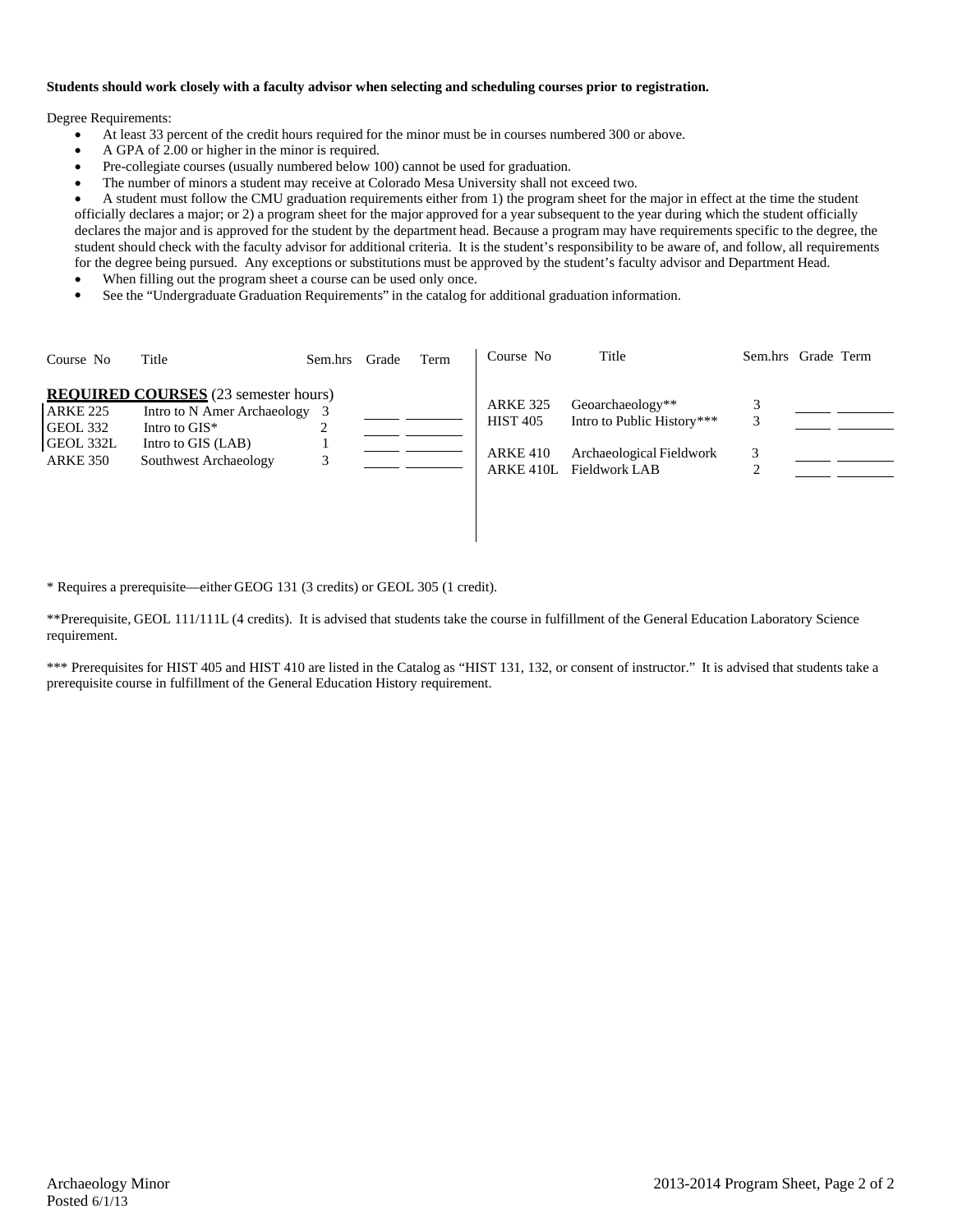**Students should work closely with a faculty advisor when selecting and scheduling courses prior to registration.**

Degree Requirements:

- At least 33 percent of the credit hours required for the minor must be in courses numbered 300 or above.
- A GPA of 2.00 or higher in the minor is required.
- Pre-collegiate courses (usually numbered below 100) cannot be used for graduation.
- The number of minors a student may receive at Colorado Mesa University shall not exceed two.
- A student must follow the CMU graduation requirements either from 1) the program sheet for the major in effect at the time the student officially declares a major; or 2) a program sheet for the major approved for a year subsequent to the year during which the student officially declares the major and is approved for the student by the department head. Because a program may have requirements specific to the degree, the student should check with the faculty advisor for additional criteria. It is the student's responsibility to be aware of, and follow, all requirements for the degree being pursued. Any exceptions or substitutions must be approved by the student's faculty advisor and Department Head.
- When filling out the program sheet a course can be used only once.
- See the "Undergraduate Graduation Requirements" in the catalog for additional graduation information.

| Course No | Title | Sem.hrs | Grade | Term | Course No | Title | Sem.hrs | Grade | Term |
|---|---|---|---|---|---|---|---|---|---|
| **REQUIRED COURSES** (23 semester hours) | | | | | | | | | |
| ARKE 225 | Intro to N Amer Archaeology | 3 | | | ARKE 325 | Geoarchaeology** | 3 | | |
| GEOL 332 | Intro to GIS* | 2 | | | HIST 405 | Intro to Public History*** | 3 | | |
| GEOL 332L | Intro to GIS (LAB) | 1 | | | ARKE 410 | Archaeological Fieldwork | 3 | | |
| ARKE 350 | Southwest Archaeology | 3 | | | ARKE 410L | Fieldwork LAB | 2 | | |

* Requires a prerequisite—either GEOG 131 (3 credits) or GEOL 305 (1 credit).

**Prerequisite, GEOL 111/111L (4 credits). It is advised that students take the course in fulfillment of the General Education Laboratory Science requirement.

*** Prerequisites for HIST 405 and HIST 410 are listed in the Catalog as "HIST 131, 132, or consent of instructor." It is advised that students take a prerequisite course in fulfillment of the General Education History requirement.

Archaeology Minor
Posted 6/1/13